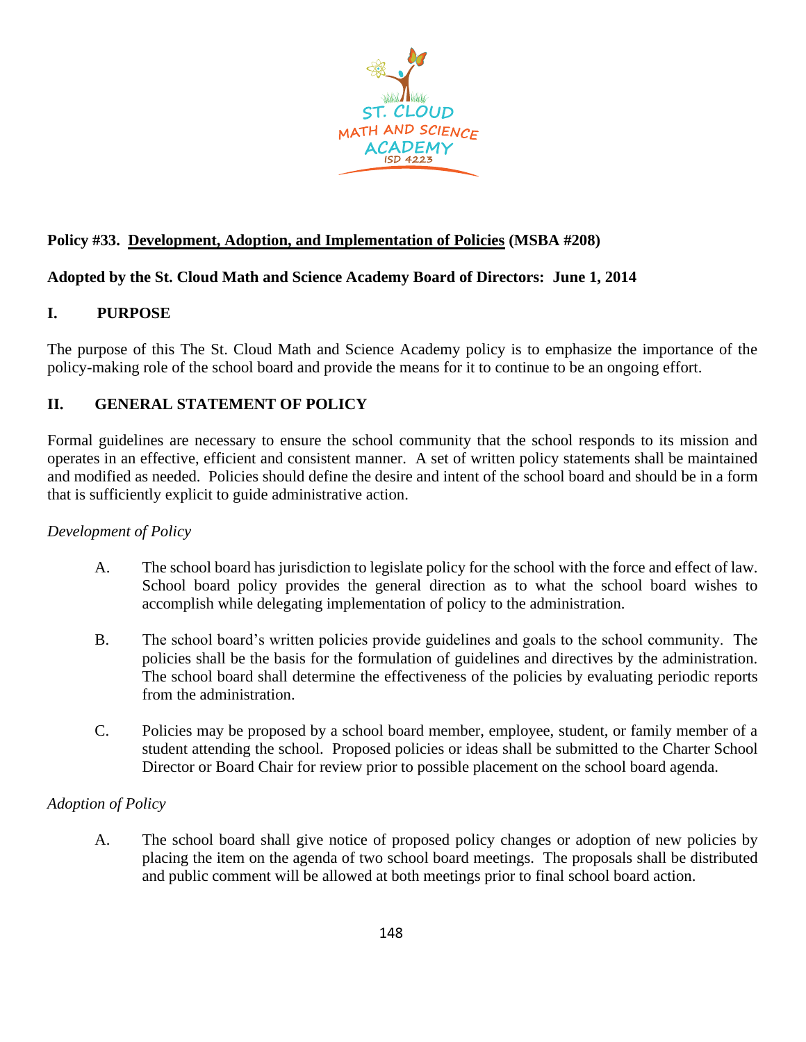**Policy #33. Development, Adoption, and Implementation of Policies (MSBA #208)**

**Adopted by the St. Cloud Math and Science Academy Board of Directors: June 1, 2014**

## I. PURPOSE

The purpose of this The St. Cloud Math and Science Academy policy is to emphasize the importance of the policy-making role of the school board and provide the means for it to continue to be an ongoing effort.

## II. GENERAL STATEMENT OF POLICY

Formal guidelines are necessary to ensure the school community that the school responds to its mission and operates in an effective, efficient and consistent manner. A set of written policy statements shall be maintained and modified as needed. Policies should define the desire and intent of the school board and should be in a form that is sufficiently explicit to guide administrative action.

*Development of Policy*

A. The school board has jurisdiction to legislate policy for the school with the force and effect of law. School board policy provides the general direction as to what the school board wishes to accomplish while delegating implementation of policy to the administration.

B. The school board's written policies provide guidelines and goals to the school community. The policies shall be the basis for the formulation of guidelines and directives by the administration. The school board shall determine the effectiveness of the policies by evaluating periodic reports from the administration.

C. Policies may be proposed by a school board member, employee, student, or family member of a student attending the school. Proposed policies or ideas shall be submitted to the Charter School Director or Board Chair for review prior to possible placement on the school board agenda.

*Adoption of Policy*

A. The school board shall give notice of proposed policy changes or adoption of new policies by placing the item on the agenda of two school board meetings. The proposals shall be distributed and public comment will be allowed at both meetings prior to final school board action.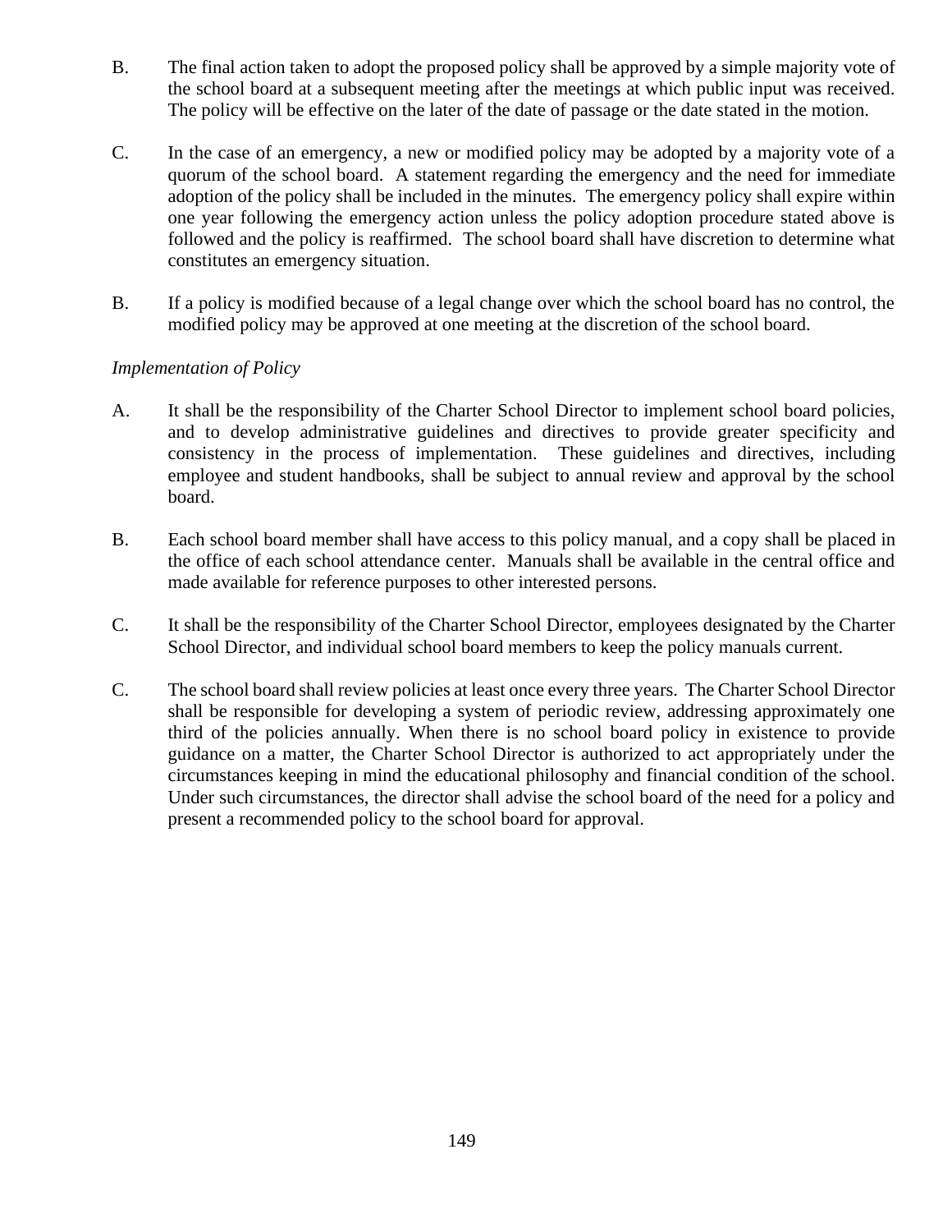B. The final action taken to adopt the proposed policy shall be approved by a simple majority vote of the school board at a subsequent meeting after the meetings at which public input was received. The policy will be effective on the later of the date of passage or the date stated in the motion.

C. In the case of an emergency, a new or modified policy may be adopted by a majority vote of a quorum of the school board. A statement regarding the emergency and the need for immediate adoption of the policy shall be included in the minutes. The emergency policy shall expire within one year following the emergency action unless the policy adoption procedure stated above is followed and the policy is reaffirmed. The school board shall have discretion to determine what constitutes an emergency situation.

B. If a policy is modified because of a legal change over which the school board has no control, the modified policy may be approved at one meeting at the discretion of the school board.

*Implementation of Policy*

A. It shall be the responsibility of the Charter School Director to implement school board policies, and to develop administrative guidelines and directives to provide greater specificity and consistency in the process of implementation. These guidelines and directives, including employee and student handbooks, shall be subject to annual review and approval by the school board.

B. Each school board member shall have access to this policy manual, and a copy shall be placed in the office of each school attendance center. Manuals shall be available in the central office and made available for reference purposes to other interested persons.

C. It shall be the responsibility of the Charter School Director, employees designated by the Charter School Director, and individual school board members to keep the policy manuals current.

C. The school board shall review policies at least once every three years. The Charter School Director shall be responsible for developing a system of periodic review, addressing approximately one third of the policies annually. When there is no school board policy in existence to provide guidance on a matter, the Charter School Director is authorized to act appropriately under the circumstances keeping in mind the educational philosophy and financial condition of the school. Under such circumstances, the director shall advise the school board of the need for a policy and present a recommended policy to the school board for approval.